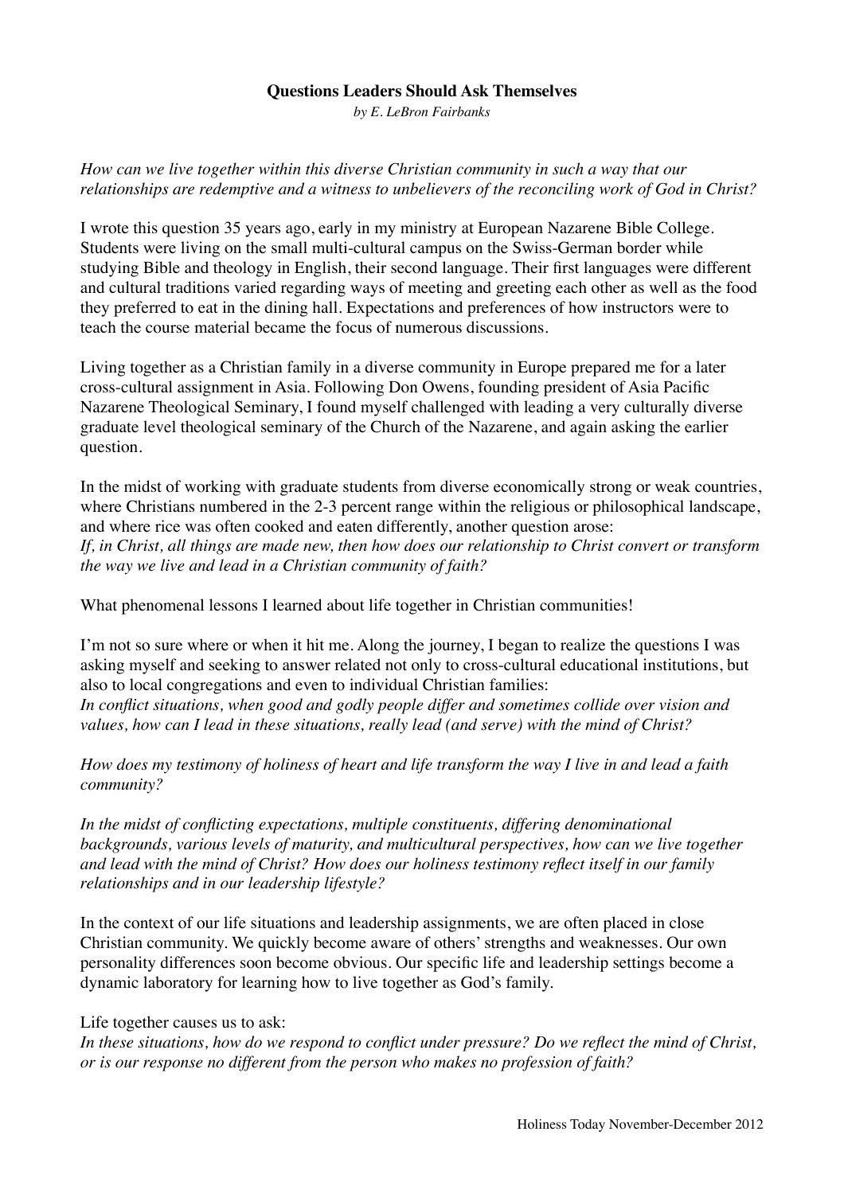# Questions Leaders Should Ask Themselves

*by E. LeBron Fairbanks*

*How can we live together within this diverse Christian community in such a way that our relationships are redemptive and a witness to unbelievers of the reconciling work of God in Christ?*

I wrote this question 35 years ago, early in my ministry at European Nazarene Bible College. Students were living on the small multi-cultural campus on the Swiss-German border while studying Bible and theology in English, their second language. Their first languages were different and cultural traditions varied regarding ways of meeting and greeting each other as well as the food they preferred to eat in the dining hall. Expectations and preferences of how instructors were to teach the course material became the focus of numerous discussions.

Living together as a Christian family in a diverse community in Europe prepared me for a later cross-cultural assignment in Asia. Following Don Owens, founding president of Asia Pacific Nazarene Theological Seminary, I found myself challenged with leading a very culturally diverse graduate level theological seminary of the Church of the Nazarene, and again asking the earlier question.

In the midst of working with graduate students from diverse economically strong or weak countries, where Christians numbered in the 2-3 percent range within the religious or philosophical landscape, and where rice was often cooked and eaten differently, another question arose:
*If, in Christ, all things are made new, then how does our relationship to Christ convert or transform the way we live and lead in a Christian community of faith?*

What phenomenal lessons I learned about life together in Christian communities!

I'm not so sure where or when it hit me. Along the journey, I began to realize the questions I was asking myself and seeking to answer related not only to cross-cultural educational institutions, but also to local congregations and even to individual Christian families:
*In conflict situations, when good and godly people differ and sometimes collide over vision and values, how can I lead in these situations, really lead (and serve) with the mind of Christ?*

*How does my testimony of holiness of heart and life transform the way I live in and lead a faith community?*

*In the midst of conflicting expectations, multiple constituents, differing denominational backgrounds, various levels of maturity, and multicultural perspectives, how can we live together and lead with the mind of Christ? How does our holiness testimony reflect itself in our family relationships and in our leadership lifestyle?*

In the context of our life situations and leadership assignments, we are often placed in close Christian community. We quickly become aware of others' strengths and weaknesses. Our own personality differences soon become obvious. Our specific life and leadership settings become a dynamic laboratory for learning how to live together as God's family.

Life together causes us to ask:
*In these situations, how do we respond to conflict under pressure? Do we reflect the mind of Christ, or is our response no different from the person who makes no profession of faith?*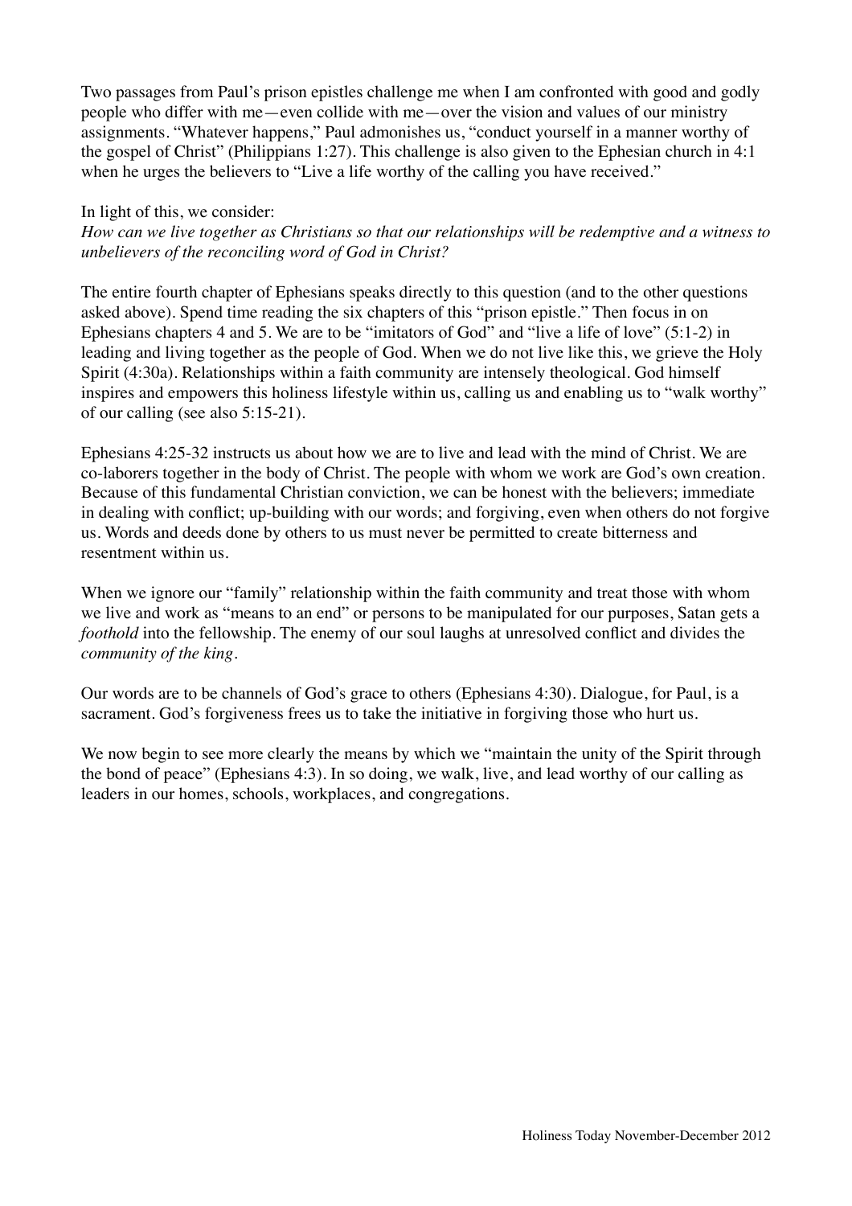Two passages from Paul's prison epistles challenge me when I am confronted with good and godly people who differ with me—even collide with me—over the vision and values of our ministry assignments. "Whatever happens," Paul admonishes us, "conduct yourself in a manner worthy of the gospel of Christ" (Philippians 1:27). This challenge is also given to the Ephesian church in 4:1 when he urges the believers to "Live a life worthy of the calling you have received."

In light of this, we consider:
*How can we live together as Christians so that our relationships will be redemptive and a witness to unbelievers of the reconciling word of God in Christ?*

The entire fourth chapter of Ephesians speaks directly to this question (and to the other questions asked above). Spend time reading the six chapters of this "prison epistle." Then focus in on Ephesians chapters 4 and 5. We are to be "imitators of God" and "live a life of love" (5:1-2) in leading and living together as the people of God. When we do not live like this, we grieve the Holy Spirit (4:30a). Relationships within a faith community are intensely theological. God himself inspires and empowers this holiness lifestyle within us, calling us and enabling us to "walk worthy" of our calling (see also 5:15-21).

Ephesians 4:25-32 instructs us about how we are to live and lead with the mind of Christ. We are co-laborers together in the body of Christ. The people with whom we work are God's own creation. Because of this fundamental Christian conviction, we can be honest with the believers; immediate in dealing with conflict; up-building with our words; and forgiving, even when others do not forgive us. Words and deeds done by others to us must never be permitted to create bitterness and resentment within us.

When we ignore our "family" relationship within the faith community and treat those with whom we live and work as "means to an end" or persons to be manipulated for our purposes, Satan gets a *foothold* into the fellowship. The enemy of our soul laughs at unresolved conflict and divides the *community of the king*.

Our words are to be channels of God's grace to others (Ephesians 4:30). Dialogue, for Paul, is a sacrament. God's forgiveness frees us to take the initiative in forgiving those who hurt us.

We now begin to see more clearly the means by which we "maintain the unity of the Spirit through the bond of peace" (Ephesians 4:3). In so doing, we walk, live, and lead worthy of our calling as leaders in our homes, schools, workplaces, and congregations.